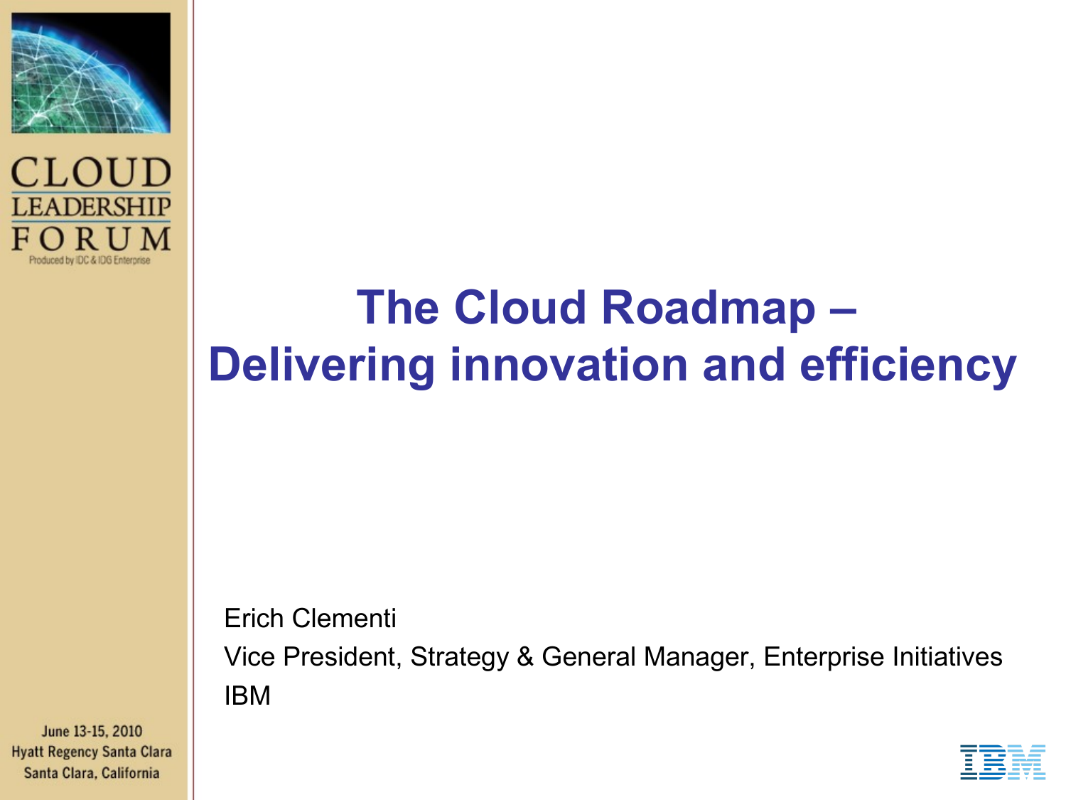CLOUD LEADERSHIP FORUM

Produced by IDC & IDG Enterprise

# The Cloud Roadmap – Delivering innovation and efficiency

Erich Clementi

Vice President, Strategy & General Manager, Enterprise Initiatives

IBM

June 13-15, 2010

Hyatt Regency Santa Clara

Santa Clara, California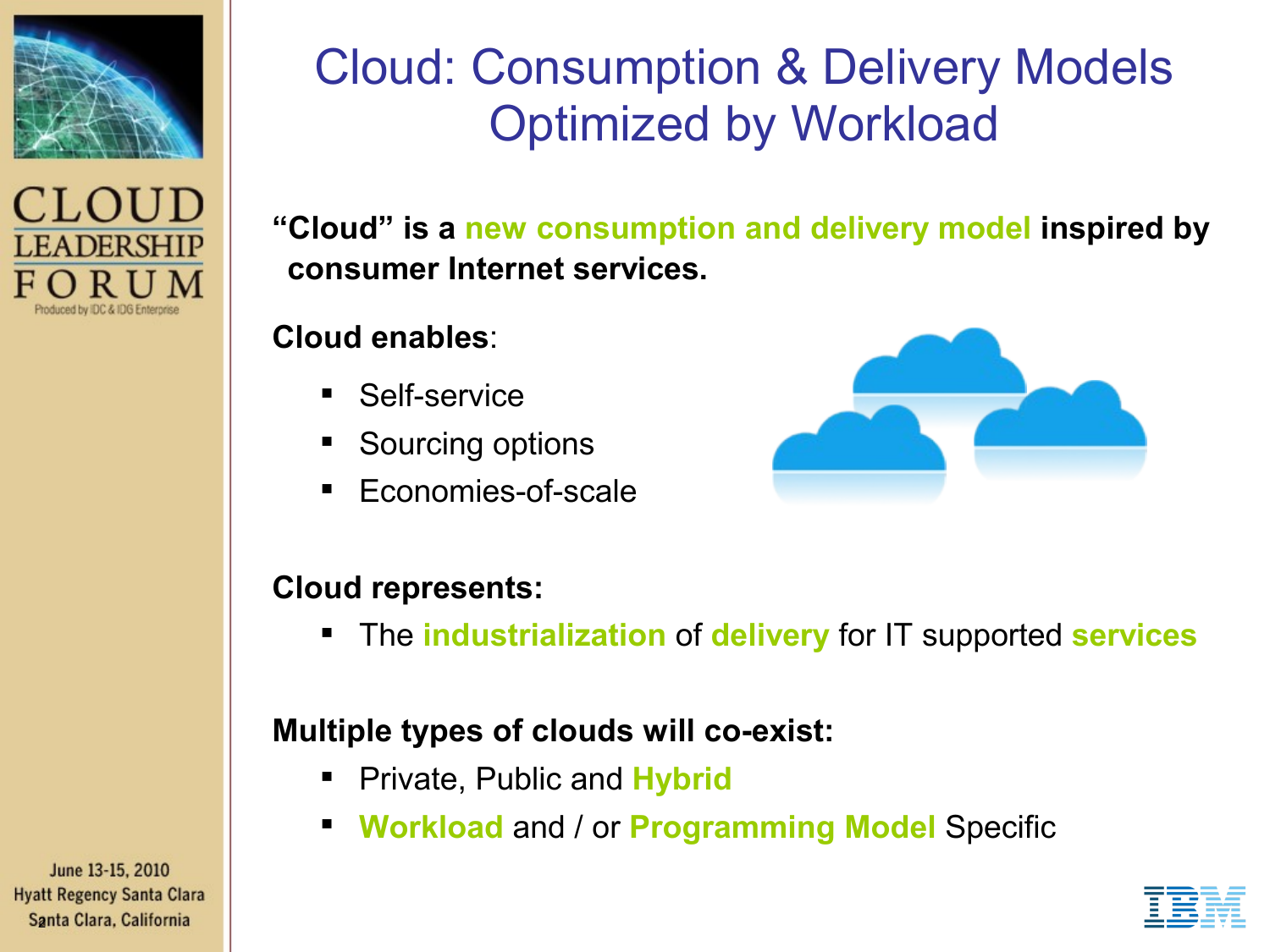# Cloud: Consumption & Delivery Models Optimized by Workload

**"Cloud" is a new consumption and delivery model inspired by consumer Internet services.**

**Cloud enables**:

- Self-service
- Sourcing options
- Economies-of-scale

**Cloud represents:**

- The **industrialization** of **delivery** for IT supported **services**

**Multiple types of clouds will co-exist:**

- Private, Public and **Hybrid**
- **Workload** and / or **Programming Model** Specific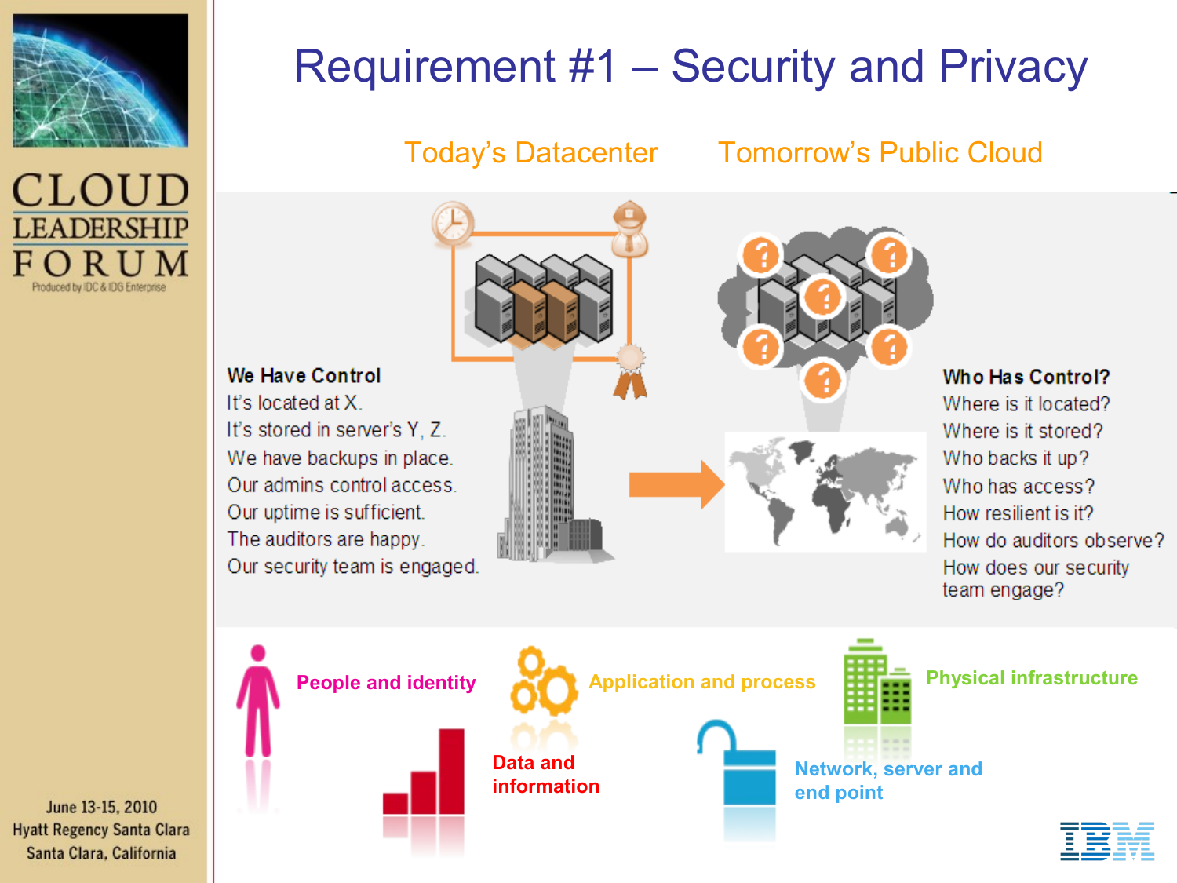# Requirement #1 – Security and Privacy

## Today's Datacenter

**We Have Control**

It's located at X.
It's stored in server's Y, Z.
We have backups in place.
Our admins control access.
Our uptime is sufficient.
The auditors are happy.
Our security team is engaged.

## Tomorrow's Public Cloud

**Who Has Control?**

Where is it located?
Where is it stored?
Who backs it up?
Who has access?
How resilient is it?
How do auditors observe?
How does our security team engage?

---

- People and identity
- Application and process
- Physical infrastructure
- Data and information
- Network, server and end point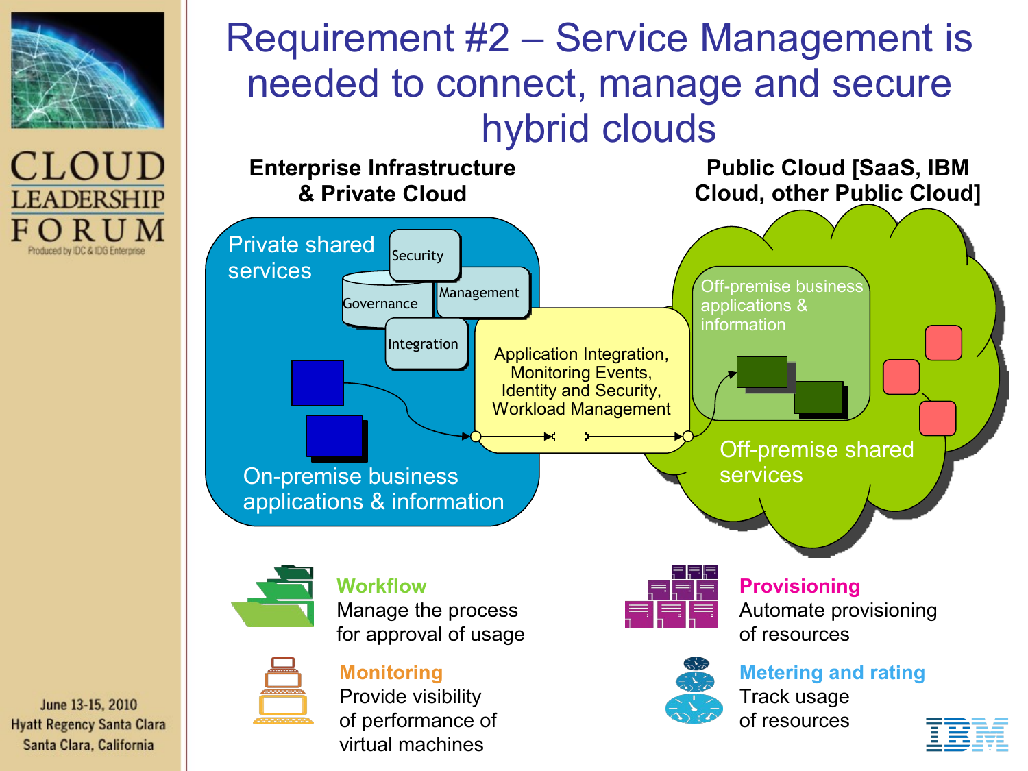# Requirement #2 – Service Management is needed to connect, manage and secure hybrid clouds

**Enterprise Infrastructure & Private Cloud**

**Public Cloud [SaaS, IBM Cloud, other Public Cloud]**

Private shared services

Security

Governance

Management

Integration

On-premise business applications & information

Application Integration, Monitoring Events, Identity and Security, Workload Management

Off-premise business applications & information

Off-premise shared services

**Workflow**
Manage the process for approval of usage

**Provisioning**
Automate provisioning of resources

**Monitoring**
Provide visibility of performance of virtual machines

**Metering and rating**
Track usage of resources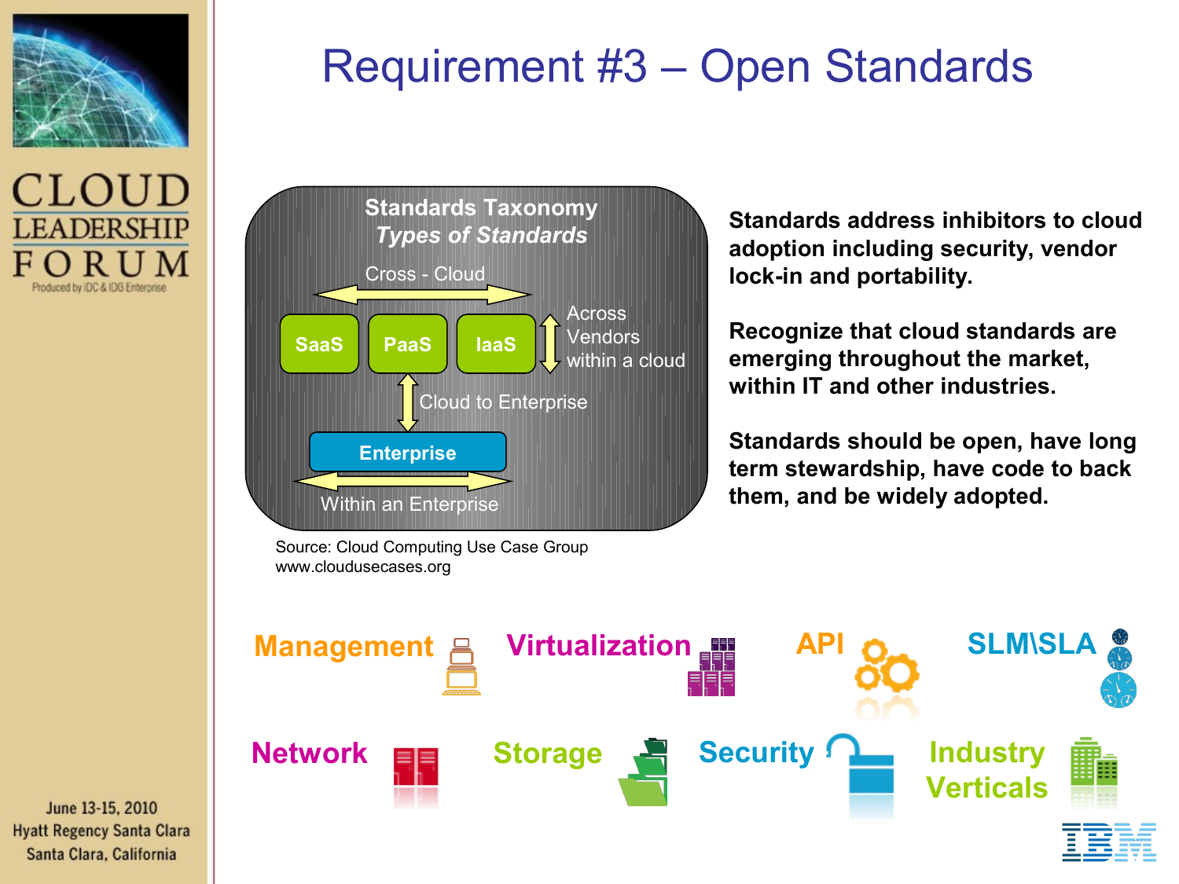# Requirement #3 – Open Standards

**Standards Taxonomy**
***Types of Standards***

Cross - Cloud

SaaS | PaaS | IaaS — Across Vendors within a cloud

Cloud to Enterprise

Enterprise

Within an Enterprise

Source: Cloud Computing Use Case Group
www.cloudusecases.org

**Standards address inhibitors to cloud adoption including security, vendor lock-in and portability.**

**Recognize that cloud standards are emerging throughout the market, within IT and other industries.**

**Standards should be open, have long term stewardship, have code to back them, and be widely adopted.**

**Management** **Virtualization** **API** **SLM\SLA**

**Network** **Storage** **Security** **Industry Verticals**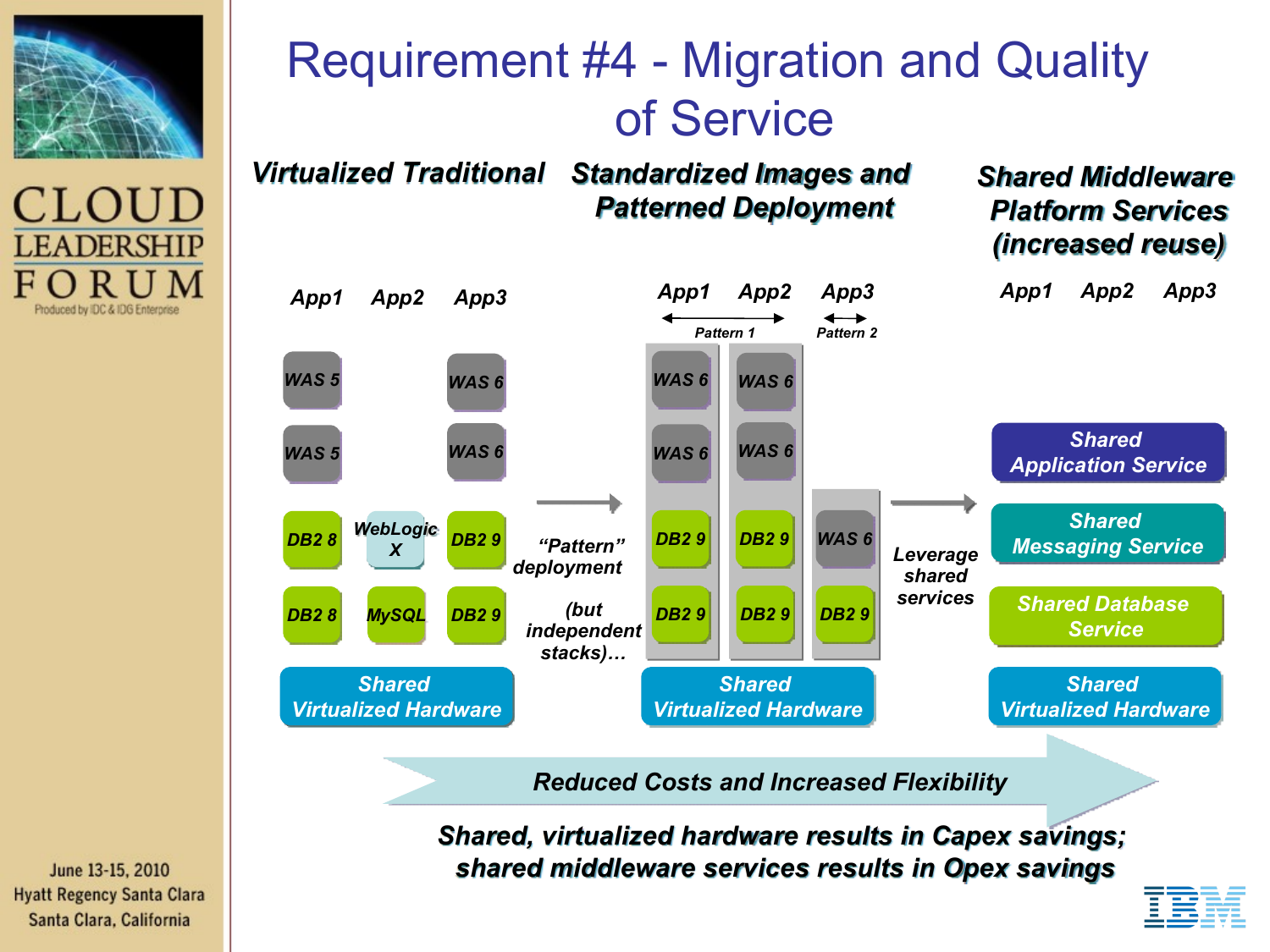# Requirement #4 - Migration and Quality of Service

| *Virtualized Traditional* | | | | *Standardized Images and Patterned Deployment* | | | | *Shared Middleware Platform Services (increased reuse)* |
|---|---|---|---|---|---|---|---|---|
| App1 | App2 | App3 | | App1 | App2 | App3 | | App1 / App2 / App3 |
| | | | | Pattern 1 | | Pattern 2 | | |
| WAS 5 | | WAS 6 | | WAS 6 | WAS 6 | | | |
| WAS 5 | | WAS 6 | | WAS 6 | WAS 6 | | | Shared Application Service |
| DB2 8 | WebLogic X | DB2 9 | "Pattern" deployment | DB2 9 | DB2 9 | WAS 6 | Leverage shared services | Shared Messaging Service |
| DB2 8 | MySQL | DB2 9 | (but independent stacks)… | DB2 9 | DB2 9 | DB2 9 | | Shared Database Service |
| Shared Virtualized Hardware | | | | Shared Virtualized Hardware | | | | Shared Virtualized Hardware |

**Reduced Costs and Increased Flexibility**

***Shared, virtualized hardware results in Capex savings; shared middleware services results in Opex savings***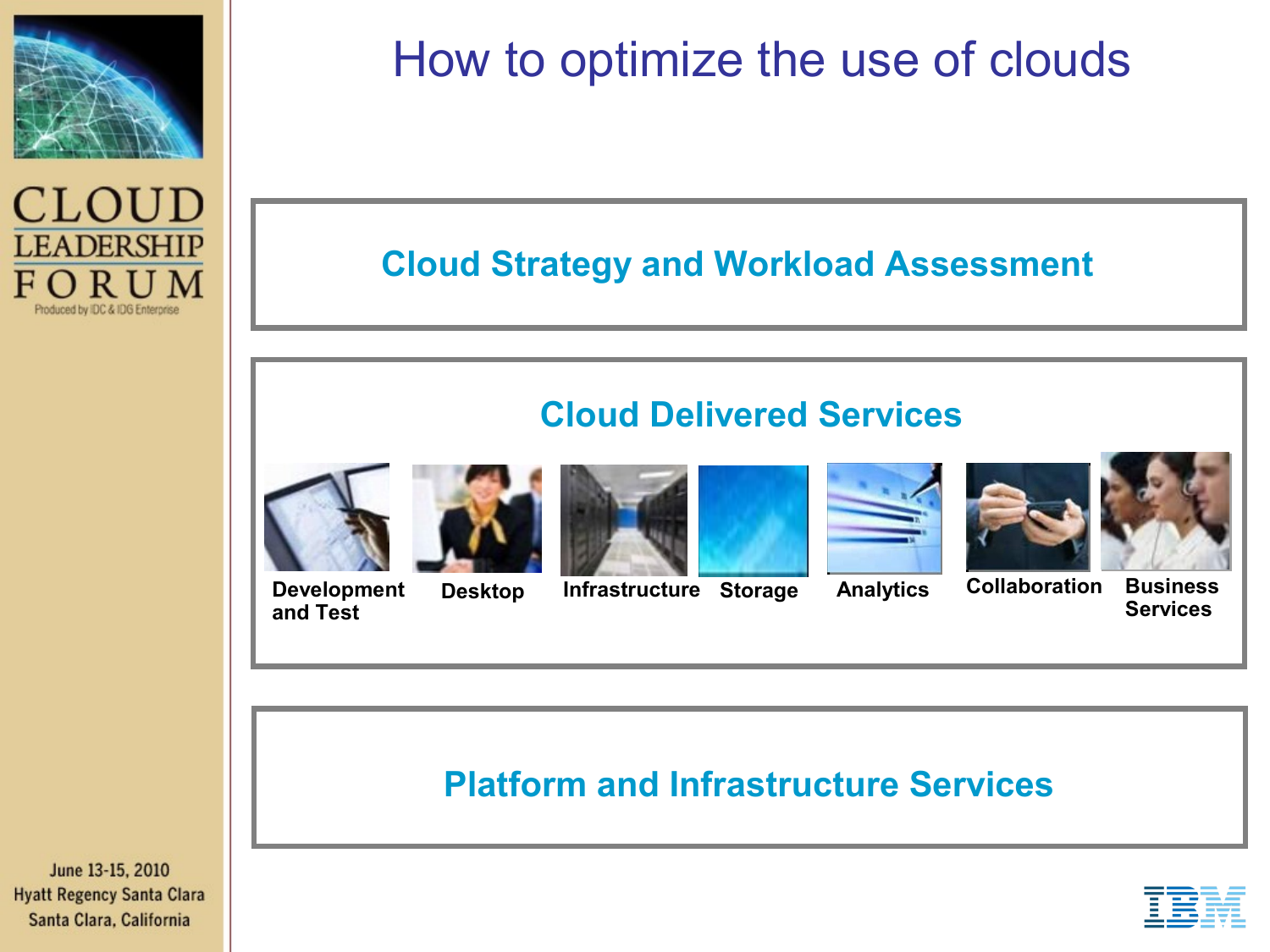# How to optimize the use of clouds

## Cloud Strategy and Workload Assessment

## Cloud Delivered Services

- Development and Test
- Desktop
- Infrastructure
- Storage
- Analytics
- Collaboration
- Business Services

## Platform and Infrastructure Services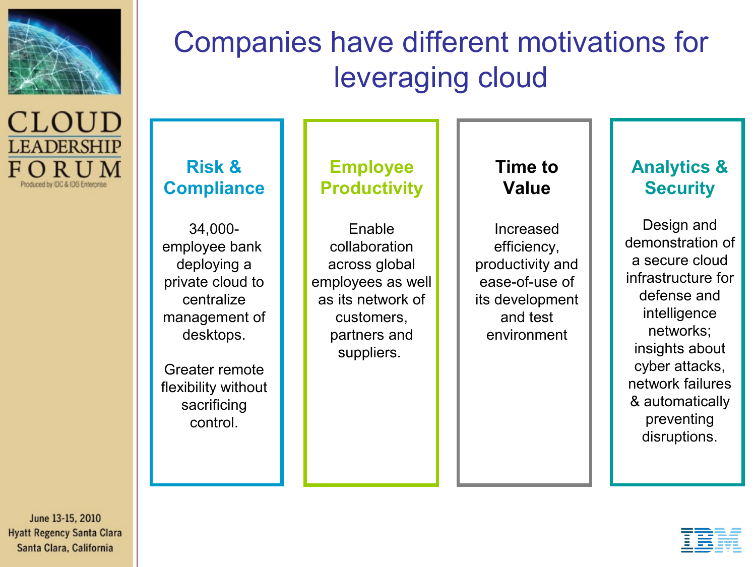# Companies have different motivations for leveraging cloud

### Risk & Compliance

34,000-employee bank deploying a private cloud to centralize management of desktops.

Greater remote flexibility without sacrificing control.

### Employee Productivity

Enable collaboration across global employees as well as its network of customers, partners and suppliers.

### Time to Value

Increased efficiency, productivity and ease-of-use of its development and test environment

### Analytics & Security

Design and demonstration of a secure cloud infrastructure for defense and intelligence networks; insights about cyber attacks, network failures & automatically preventing disruptions.

CLOUD LEADERSHIP FORUM
Produced by IDC & IDG Enterprise

June 13-15, 2010
Hyatt Regency Santa Clara
Santa Clara, California

IBM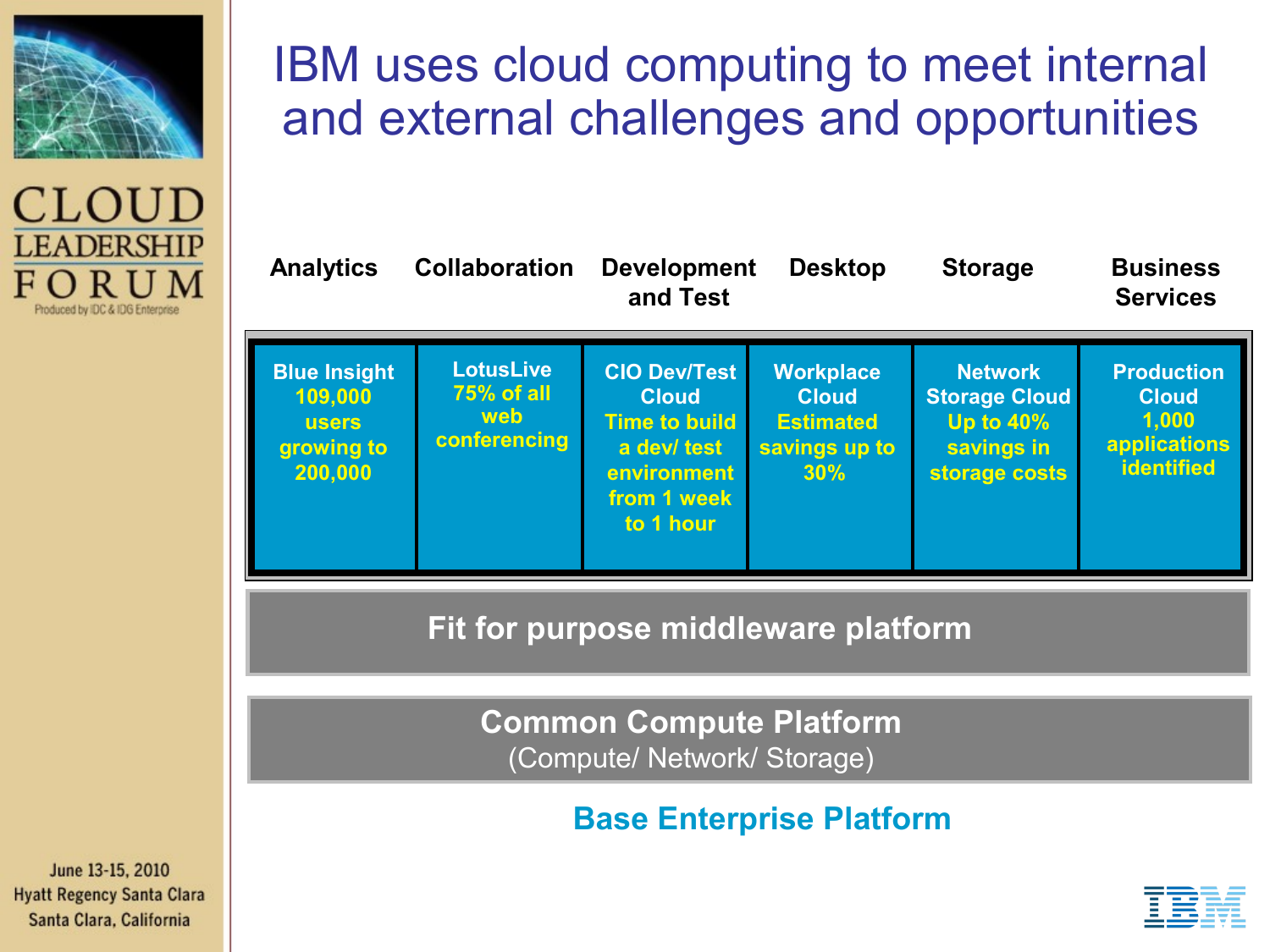# IBM uses cloud computing to meet internal and external challenges and opportunities

| Analytics | Collaboration | Development and Test | Desktop | Storage | Business Services |
|---|---|---|---|---|---|
| Blue Insight 109,000 users growing to 200,000 | LotusLive 75% of all web conferencing | CIO Dev/Test Cloud Time to build a dev/ test environment from 1 week to 1 hour | Workplace Cloud Estimated savings up to 30% | Network Storage Cloud Up to 40% savings in storage costs | Production Cloud 1,000 applications identified |

**Fit for purpose middleware platform**

**Common Compute Platform**
(Compute/ Network/ Storage)

**Base Enterprise Platform**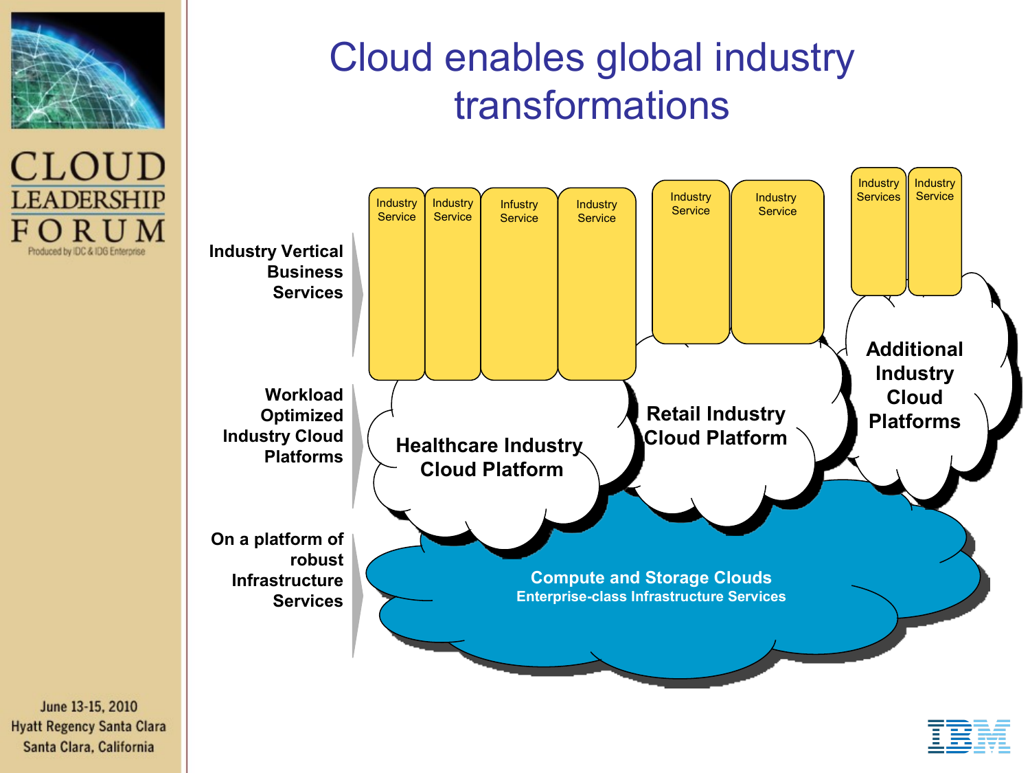# Cloud enables global industry transformations

**Industry Vertical Business Services**

**Workload Optimized Industry Cloud Platforms**

**On a platform of robust Infrastructure Services**

Industry Service | Industry Service | Infustry Service | Industry Service

**Healthcare Industry Cloud Platform**

Industry Service | Industry Service

**Retail Industry Cloud Platform**

Industry Services | Industry Service

**Additional Industry Cloud Platforms**

**Compute and Storage Clouds**
**Enterprise-class Infrastructure Services**

CLOUD LEADERSHIP FORUM
Produced by IDC & IDG Enterprise

June 13-15, 2010
Hyatt Regency Santa Clara
Santa Clara, California

IBM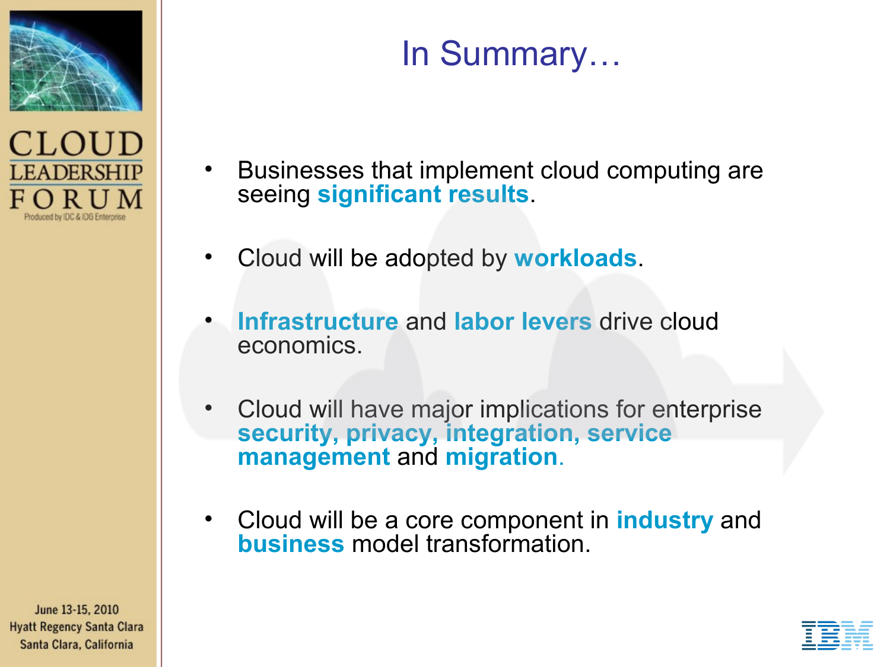# In Summary…

- Businesses that implement cloud computing are seeing **significant results**.
- Cloud will be adopted by **workloads**.
- **Infrastructure** and **labor levers** drive cloud economics.
- Cloud will have major implications for enterprise **security, privacy, integration, service management** and **migration**.
- Cloud will be a core component in **industry** and **business** model transformation.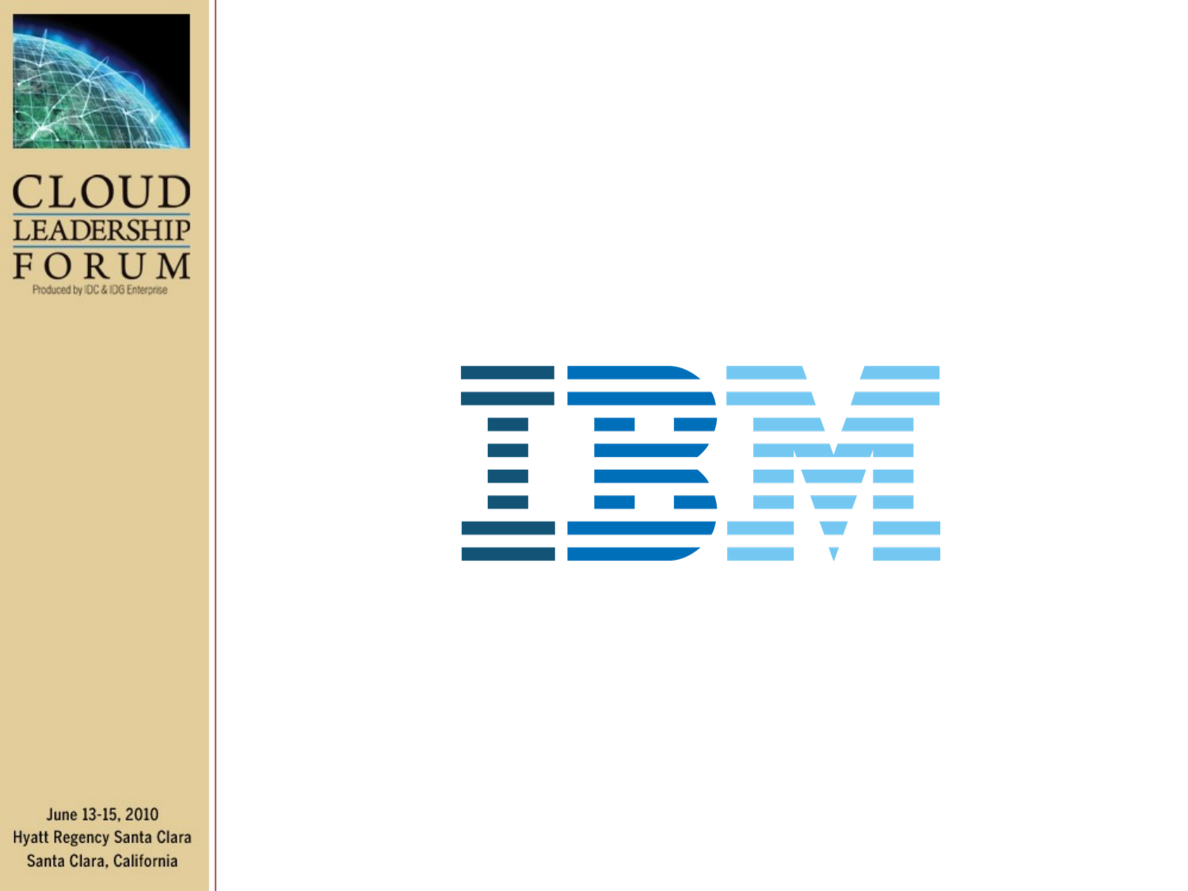CLOUD LEADERSHIP FORUM

Produced by IDC & IDG Enterprise

June 13-15, 2010
Hyatt Regency Santa Clara
Santa Clara, California

IBM